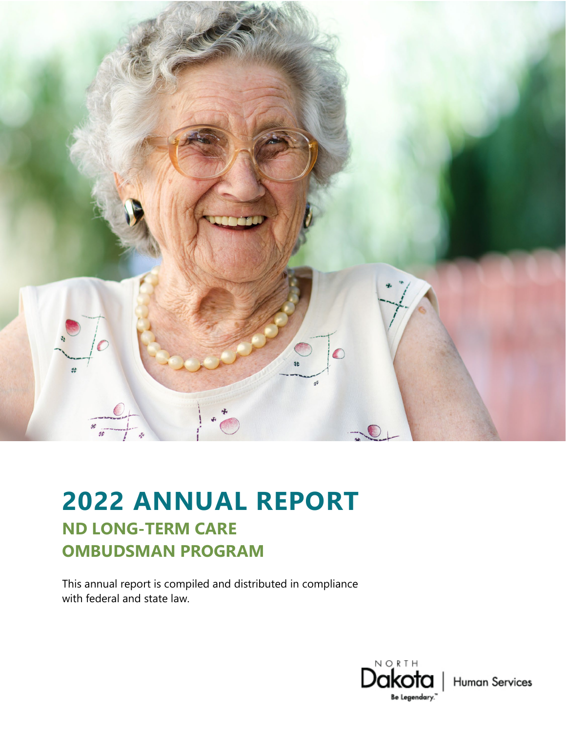# 2022 ANNUAL REPORT

## ND LONG-TERM CARE OMBUDSMAN PROGRAM

This annual report is compiled and distributed in compliance with federal and state law.

NORTH Dakota | Human Services

Be Legendary.™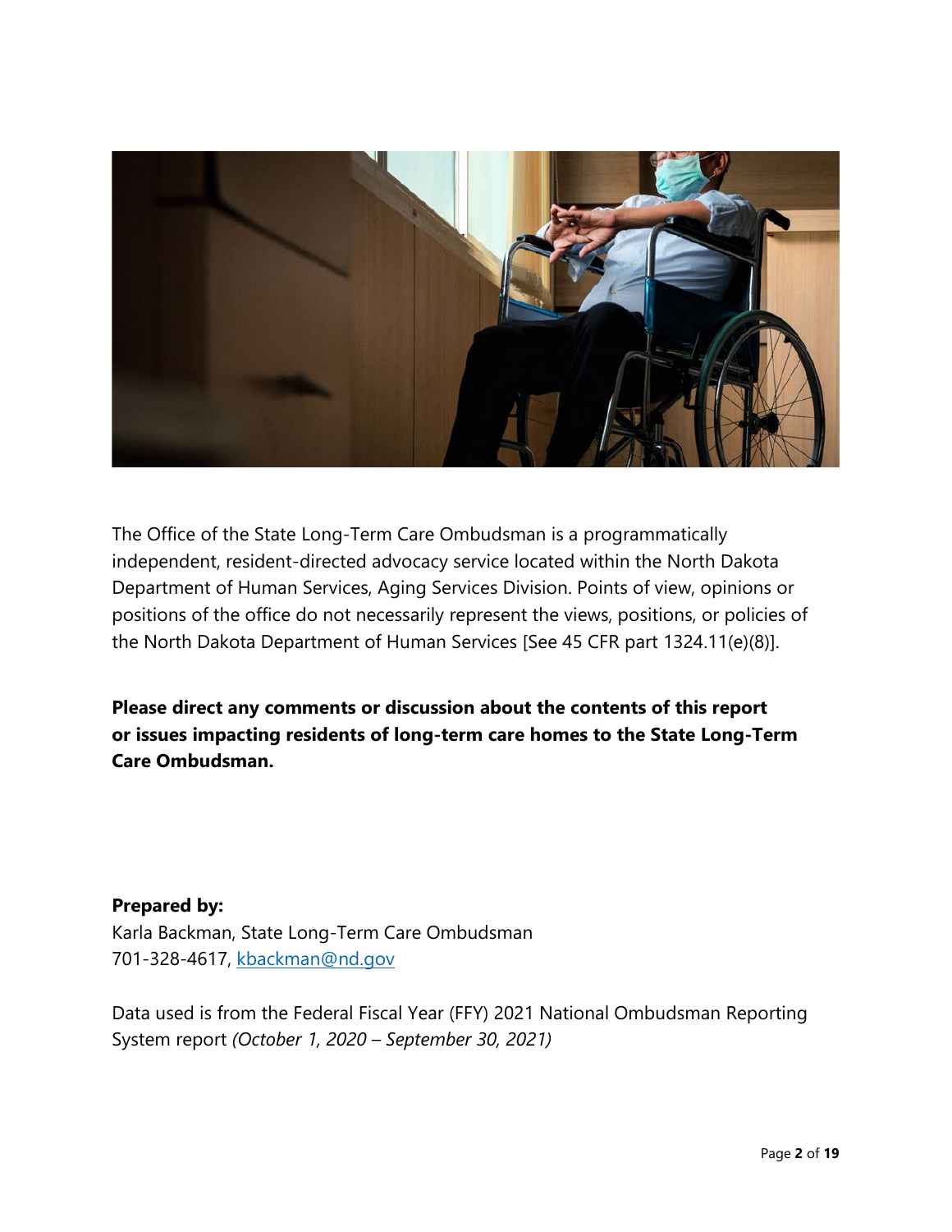The Office of the State Long-Term Care Ombudsman is a programmatically independent, resident-directed advocacy service located within the North Dakota Department of Human Services, Aging Services Division. Points of view, opinions or positions of the office do not necessarily represent the views, positions, or policies of the North Dakota Department of Human Services [See 45 CFR part 1324.11(e)(8)].

**Please direct any comments or discussion about the contents of this report or issues impacting residents of long-term care homes to the State Long-Term Care Ombudsman.**

**Prepared by:**
Karla Backman, State Long-Term Care Ombudsman
701-328-4617, kbackman@nd.gov

Data used is from the Federal Fiscal Year (FFY) 2021 National Ombudsman Reporting System report *(October 1, 2020 – September 30, 2021)*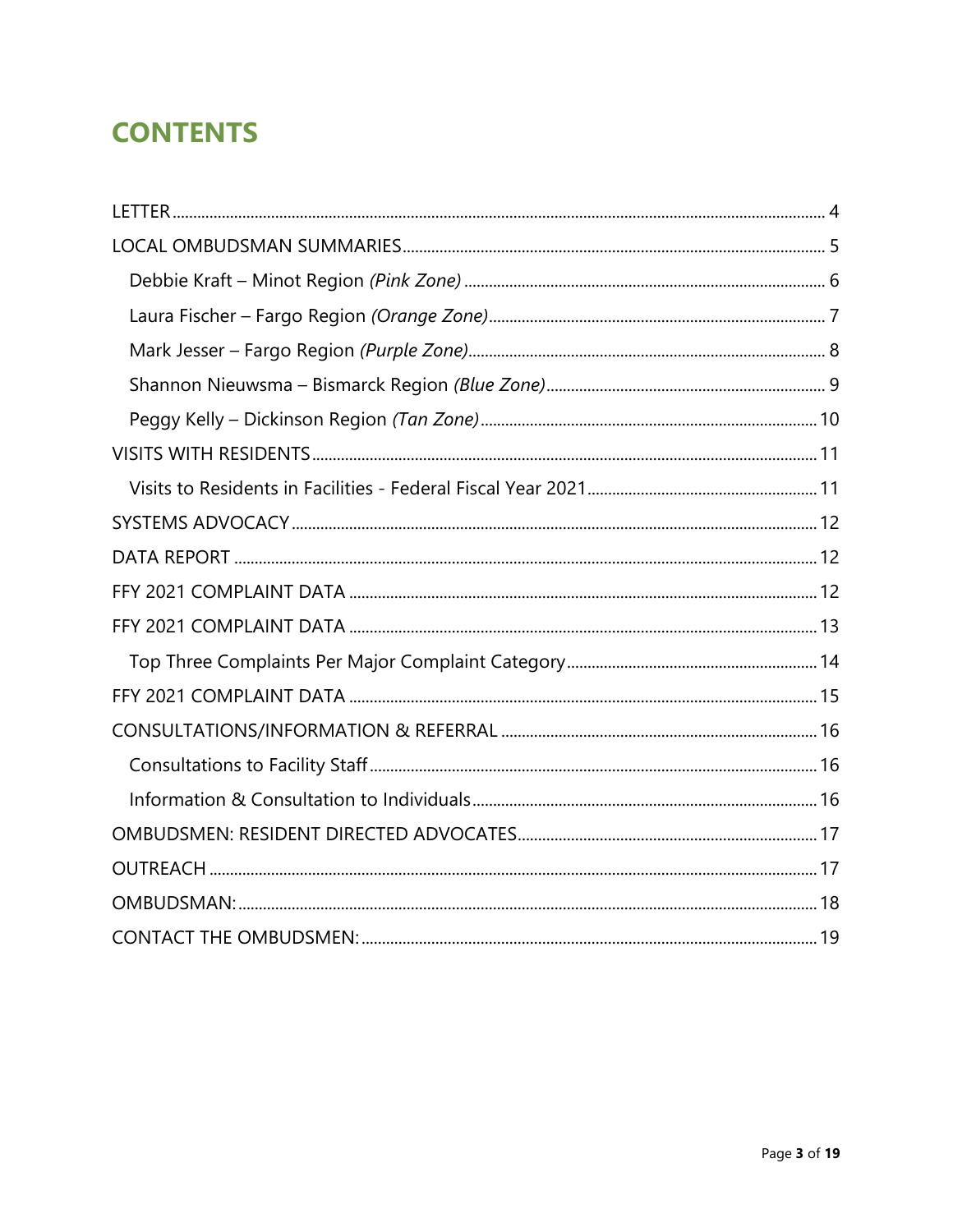# CONTENTS

- LETTER ........ 4
- LOCAL OMBUDSMAN SUMMARIES ........ 5
  - Debbie Kraft – Minot Region *(Pink Zone)* ........ 6
  - Laura Fischer – Fargo Region *(Orange Zone)* ........ 7
  - Mark Jesser – Fargo Region *(Purple Zone)* ........ 8
  - Shannon Nieuwsma – Bismarck Region *(Blue Zone)* ........ 9
  - Peggy Kelly – Dickinson Region *(Tan Zone)* ........ 10
- VISITS WITH RESIDENTS ........ 11
  - Visits to Residents in Facilities - Federal Fiscal Year 2021 ........ 11
- SYSTEMS ADVOCACY ........ 12
- DATA REPORT ........ 12
- FFY 2021 COMPLAINT DATA ........ 12
- FFY 2021 COMPLAINT DATA ........ 13
  - Top Three Complaints Per Major Complaint Category ........ 14
- FFY 2021 COMPLAINT DATA ........ 15
- CONSULTATIONS/INFORMATION & REFERRAL ........ 16
  - Consultations to Facility Staff ........ 16
  - Information & Consultation to Individuals ........ 16
- OMBUDSMEN: RESIDENT DIRECTED ADVOCATES ........ 17
- OUTREACH ........ 17
- OMBUDSMAN: ........ 18
- CONTACT THE OMBUDSMEN: ........ 19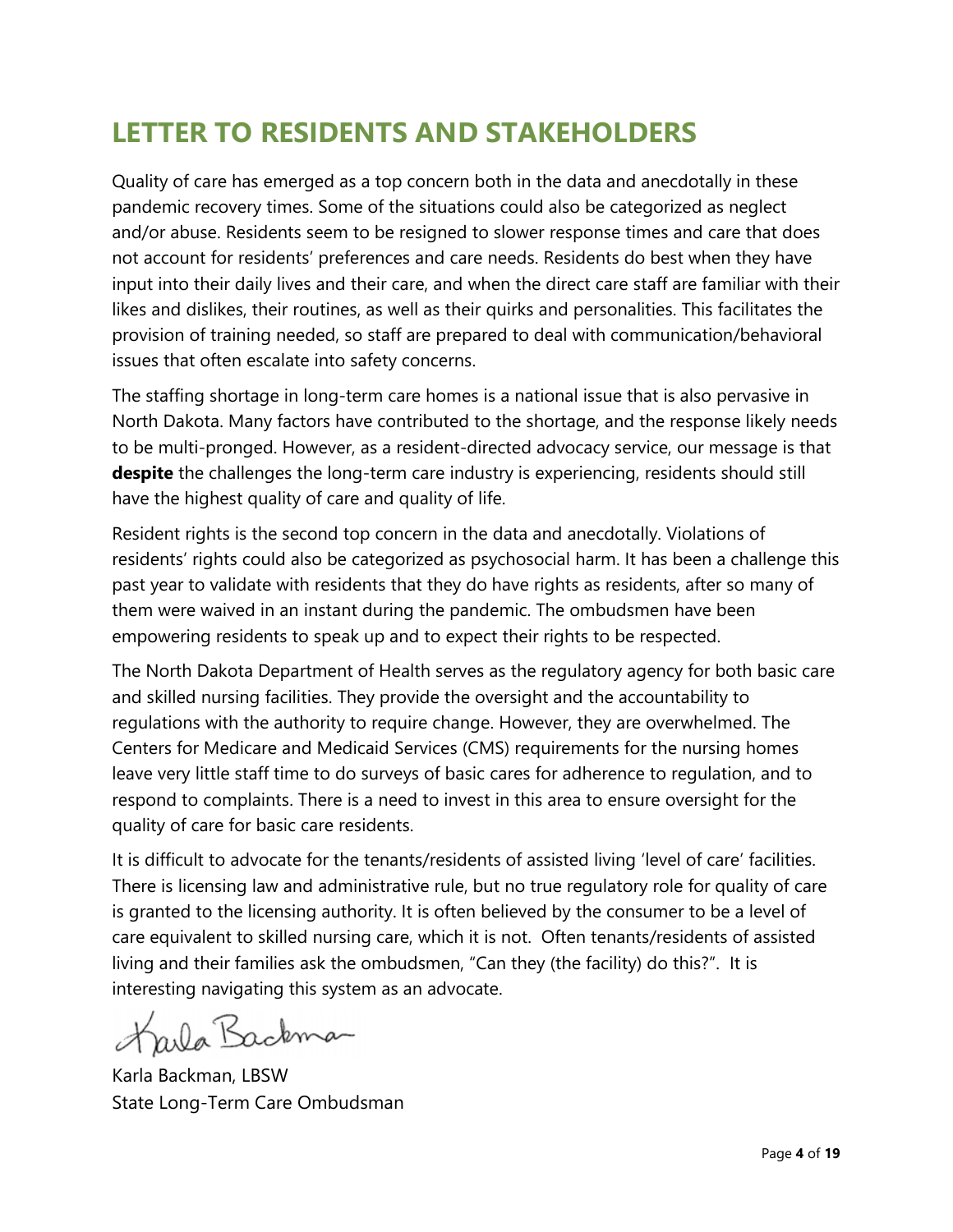# LETTER TO RESIDENTS AND STAKEHOLDERS

Quality of care has emerged as a top concern both in the data and anecdotally in these pandemic recovery times. Some of the situations could also be categorized as neglect and/or abuse. Residents seem to be resigned to slower response times and care that does not account for residents' preferences and care needs. Residents do best when they have input into their daily lives and their care, and when the direct care staff are familiar with their likes and dislikes, their routines, as well as their quirks and personalities. This facilitates the provision of training needed, so staff are prepared to deal with communication/behavioral issues that often escalate into safety concerns.

The staffing shortage in long-term care homes is a national issue that is also pervasive in North Dakota. Many factors have contributed to the shortage, and the response likely needs to be multi-pronged. However, as a resident-directed advocacy service, our message is that **despite** the challenges the long-term care industry is experiencing, residents should still have the highest quality of care and quality of life.

Resident rights is the second top concern in the data and anecdotally. Violations of residents' rights could also be categorized as psychosocial harm. It has been a challenge this past year to validate with residents that they do have rights as residents, after so many of them were waived in an instant during the pandemic. The ombudsmen have been empowering residents to speak up and to expect their rights to be respected.

The North Dakota Department of Health serves as the regulatory agency for both basic care and skilled nursing facilities. They provide the oversight and the accountability to regulations with the authority to require change. However, they are overwhelmed. The Centers for Medicare and Medicaid Services (CMS) requirements for the nursing homes leave very little staff time to do surveys of basic cares for adherence to regulation, and to respond to complaints. There is a need to invest in this area to ensure oversight for the quality of care for basic care residents.

It is difficult to advocate for the tenants/residents of assisted living 'level of care' facilities. There is licensing law and administrative rule, but no true regulatory role for quality of care is granted to the licensing authority. It is often believed by the consumer to be a level of care equivalent to skilled nursing care, which it is not. Often tenants/residents of assisted living and their families ask the ombudsmen, "Can they (the facility) do this?". It is interesting navigating this system as an advocate.

Karla Backman

Karla Backman, LBSW
State Long-Term Care Ombudsman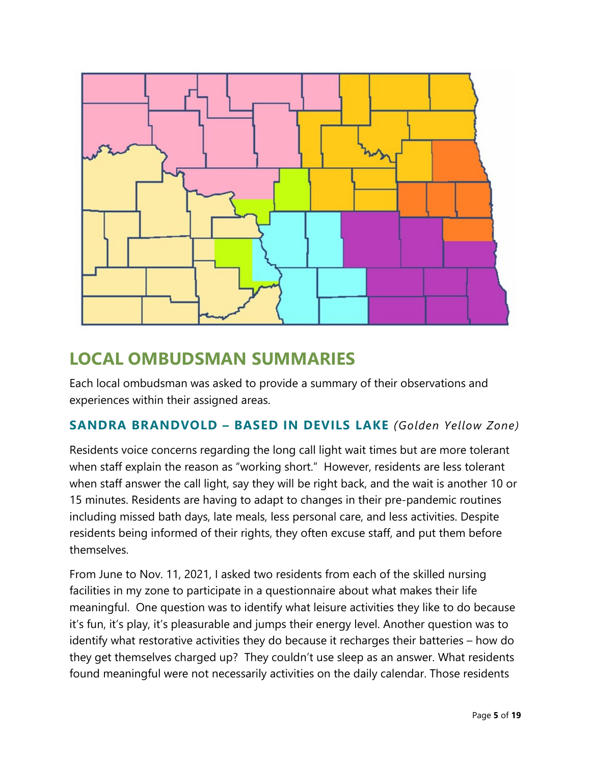## LOCAL OMBUDSMAN SUMMARIES

Each local ombudsman was asked to provide a summary of their observations and experiences within their assigned areas.

### SANDRA BRANDVOLD – BASED IN DEVILS LAKE *(Golden Yellow Zone)*

Residents voice concerns regarding the long call light wait times but are more tolerant when staff explain the reason as "working short." However, residents are less tolerant when staff answer the call light, say they will be right back, and the wait is another 10 or 15 minutes. Residents are having to adapt to changes in their pre-pandemic routines including missed bath days, late meals, less personal care, and less activities. Despite residents being informed of their rights, they often excuse staff, and put them before themselves.

From June to Nov. 11, 2021, I asked two residents from each of the skilled nursing facilities in my zone to participate in a questionnaire about what makes their life meaningful. One question was to identify what leisure activities they like to do because it's fun, it's play, it's pleasurable and jumps their energy level. Another question was to identify what restorative activities they do because it recharges their batteries – how do they get themselves charged up? They couldn't use sleep as an answer. What residents found meaningful were not necessarily activities on the daily calendar. Those residents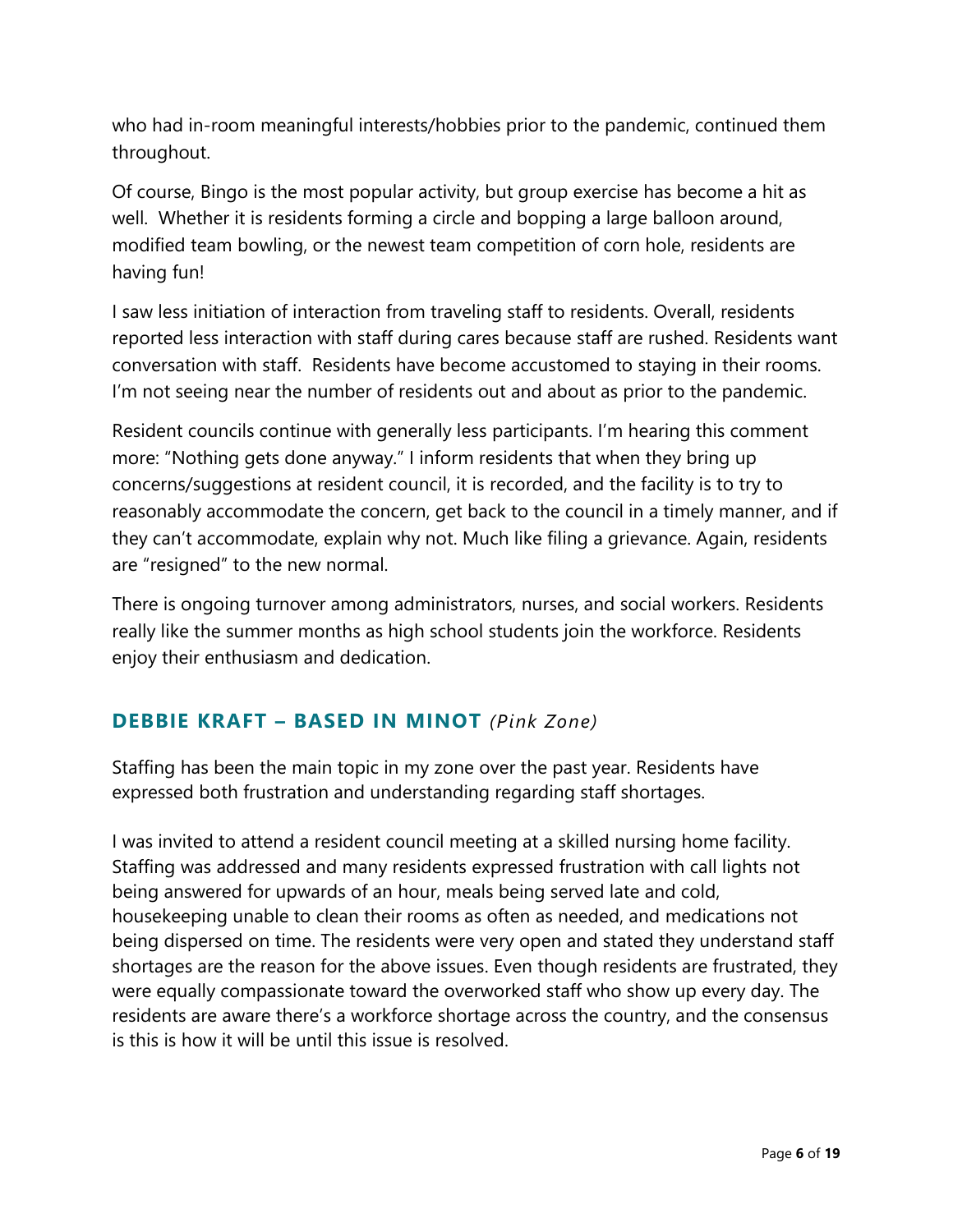who had in-room meaningful interests/hobbies prior to the pandemic, continued them throughout.

Of course, Bingo is the most popular activity, but group exercise has become a hit as well. Whether it is residents forming a circle and bopping a large balloon around, modified team bowling, or the newest team competition of corn hole, residents are having fun!

I saw less initiation of interaction from traveling staff to residents. Overall, residents reported less interaction with staff during cares because staff are rushed. Residents want conversation with staff. Residents have become accustomed to staying in their rooms. I'm not seeing near the number of residents out and about as prior to the pandemic.

Resident councils continue with generally less participants. I'm hearing this comment more: "Nothing gets done anyway." I inform residents that when they bring up concerns/suggestions at resident council, it is recorded, and the facility is to try to reasonably accommodate the concern, get back to the council in a timely manner, and if they can't accommodate, explain why not. Much like filing a grievance. Again, residents are "resigned" to the new normal.

There is ongoing turnover among administrators, nurses, and social workers. Residents really like the summer months as high school students join the workforce. Residents enjoy their enthusiasm and dedication.

## DEBBIE KRAFT – BASED IN MINOT *(Pink Zone)*

Staffing has been the main topic in my zone over the past year. Residents have expressed both frustration and understanding regarding staff shortages.

I was invited to attend a resident council meeting at a skilled nursing home facility. Staffing was addressed and many residents expressed frustration with call lights not being answered for upwards of an hour, meals being served late and cold, housekeeping unable to clean their rooms as often as needed, and medications not being dispersed on time. The residents were very open and stated they understand staff shortages are the reason for the above issues. Even though residents are frustrated, they were equally compassionate toward the overworked staff who show up every day. The residents are aware there's a workforce shortage across the country, and the consensus is this is how it will be until this issue is resolved.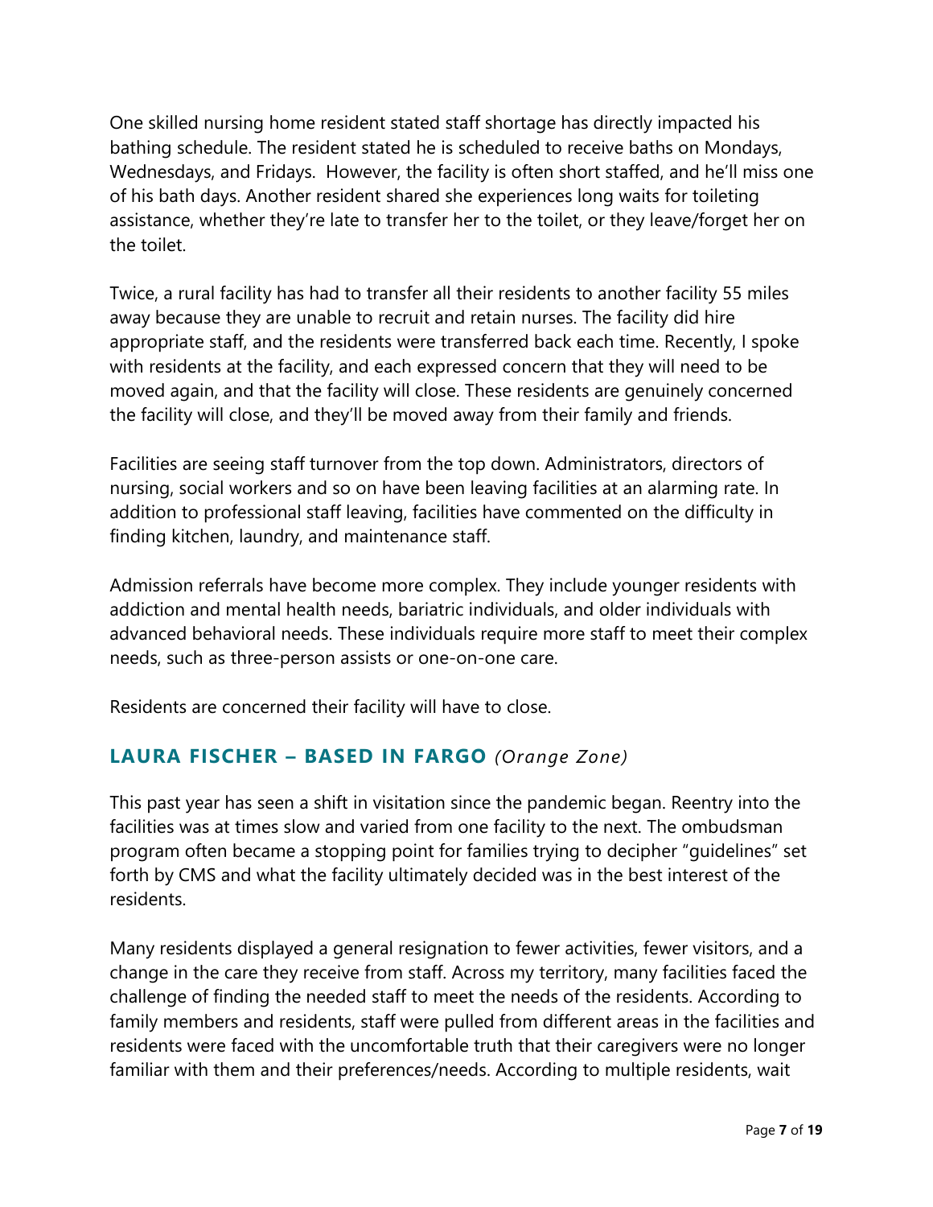One skilled nursing home resident stated staff shortage has directly impacted his bathing schedule. The resident stated he is scheduled to receive baths on Mondays, Wednesdays, and Fridays. However, the facility is often short staffed, and he'll miss one of his bath days. Another resident shared she experiences long waits for toileting assistance, whether they're late to transfer her to the toilet, or they leave/forget her on the toilet.

Twice, a rural facility has had to transfer all their residents to another facility 55 miles away because they are unable to recruit and retain nurses. The facility did hire appropriate staff, and the residents were transferred back each time. Recently, I spoke with residents at the facility, and each expressed concern that they will need to be moved again, and that the facility will close. These residents are genuinely concerned the facility will close, and they'll be moved away from their family and friends.

Facilities are seeing staff turnover from the top down. Administrators, directors of nursing, social workers and so on have been leaving facilities at an alarming rate. In addition to professional staff leaving, facilities have commented on the difficulty in finding kitchen, laundry, and maintenance staff.

Admission referrals have become more complex. They include younger residents with addiction and mental health needs, bariatric individuals, and older individuals with advanced behavioral needs. These individuals require more staff to meet their complex needs, such as three-person assists or one-on-one care.

Residents are concerned their facility will have to close.

## LAURA FISCHER – BASED IN FARGO *(Orange Zone)*

This past year has seen a shift in visitation since the pandemic began. Reentry into the facilities was at times slow and varied from one facility to the next. The ombudsman program often became a stopping point for families trying to decipher "guidelines" set forth by CMS and what the facility ultimately decided was in the best interest of the residents.

Many residents displayed a general resignation to fewer activities, fewer visitors, and a change in the care they receive from staff. Across my territory, many facilities faced the challenge of finding the needed staff to meet the needs of the residents. According to family members and residents, staff were pulled from different areas in the facilities and residents were faced with the uncomfortable truth that their caregivers were no longer familiar with them and their preferences/needs. According to multiple residents, wait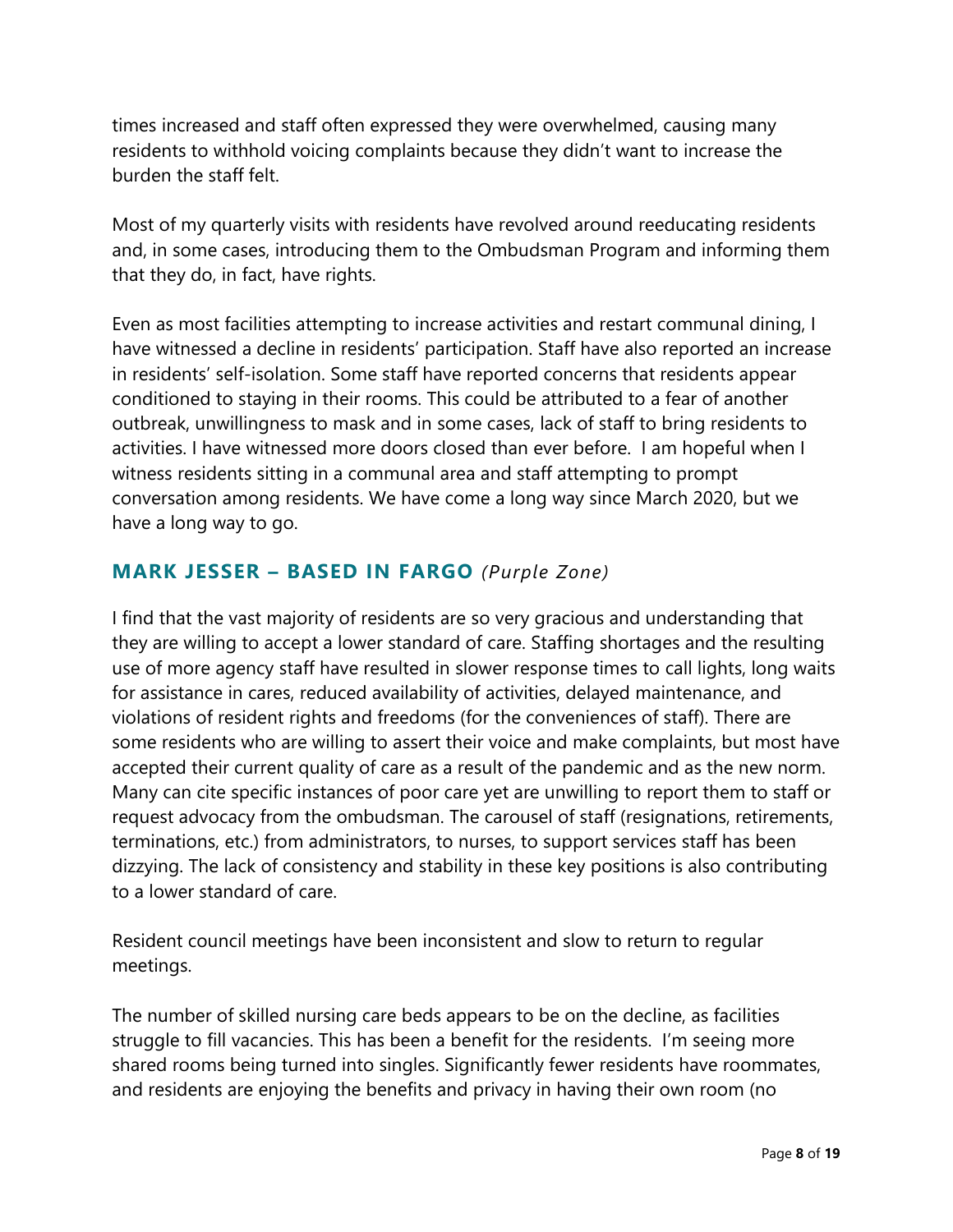times increased and staff often expressed they were overwhelmed, causing many residents to withhold voicing complaints because they didn't want to increase the burden the staff felt.

Most of my quarterly visits with residents have revolved around reeducating residents and, in some cases, introducing them to the Ombudsman Program and informing them that they do, in fact, have rights.

Even as most facilities attempting to increase activities and restart communal dining, I have witnessed a decline in residents' participation. Staff have also reported an increase in residents' self-isolation. Some staff have reported concerns that residents appear conditioned to staying in their rooms. This could be attributed to a fear of another outbreak, unwillingness to mask and in some cases, lack of staff to bring residents to activities. I have witnessed more doors closed than ever before. I am hopeful when I witness residents sitting in a communal area and staff attempting to prompt conversation among residents. We have come a long way since March 2020, but we have a long way to go.

## MARK JESSER – BASED IN FARGO *(Purple Zone)*

I find that the vast majority of residents are so very gracious and understanding that they are willing to accept a lower standard of care. Staffing shortages and the resulting use of more agency staff have resulted in slower response times to call lights, long waits for assistance in cares, reduced availability of activities, delayed maintenance, and violations of resident rights and freedoms (for the conveniences of staff). There are some residents who are willing to assert their voice and make complaints, but most have accepted their current quality of care as a result of the pandemic and as the new norm. Many can cite specific instances of poor care yet are unwilling to report them to staff or request advocacy from the ombudsman. The carousel of staff (resignations, retirements, terminations, etc.) from administrators, to nurses, to support services staff has been dizzying. The lack of consistency and stability in these key positions is also contributing to a lower standard of care.

Resident council meetings have been inconsistent and slow to return to regular meetings.

The number of skilled nursing care beds appears to be on the decline, as facilities struggle to fill vacancies. This has been a benefit for the residents. I'm seeing more shared rooms being turned into singles. Significantly fewer residents have roommates, and residents are enjoying the benefits and privacy in having their own room (no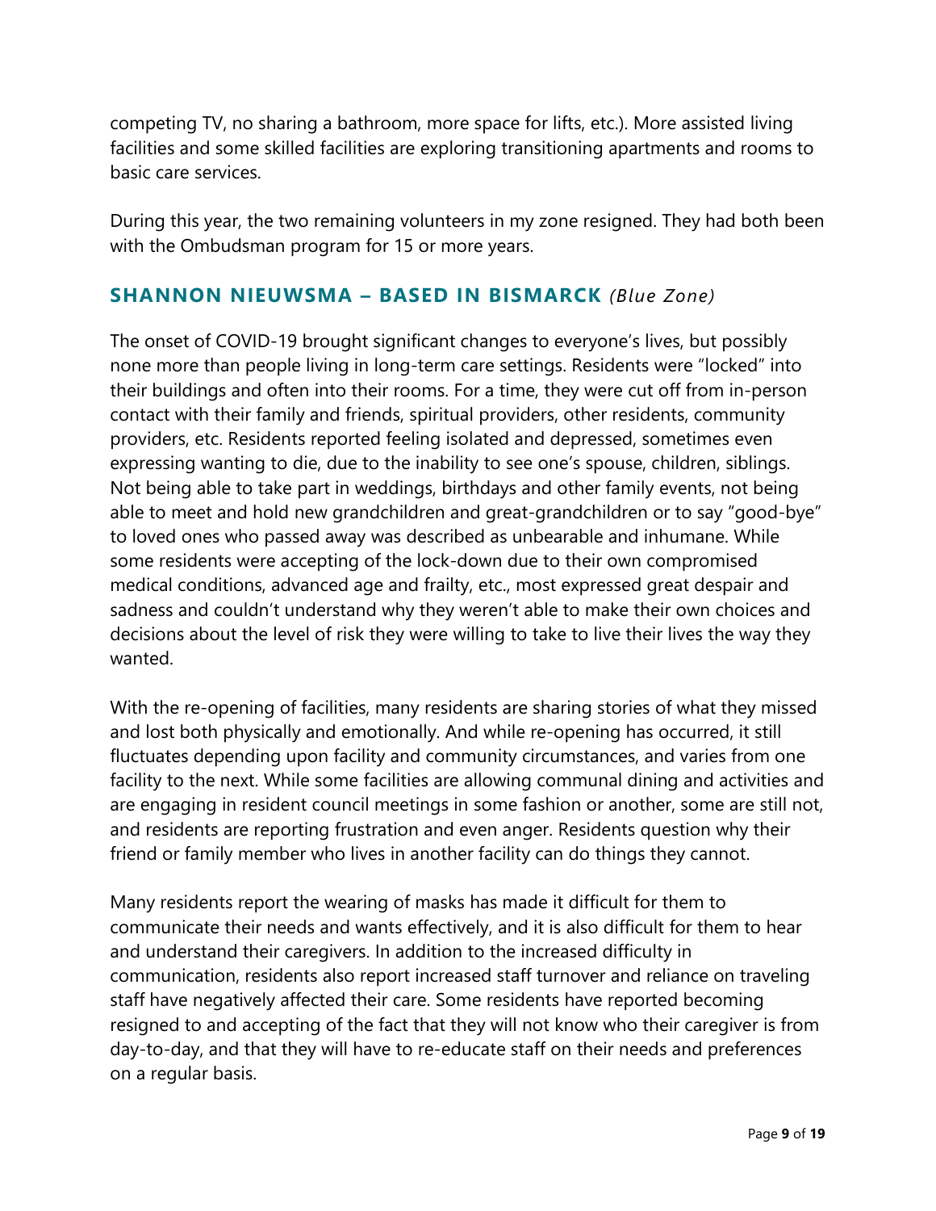competing TV, no sharing a bathroom, more space for lifts, etc.). More assisted living facilities and some skilled facilities are exploring transitioning apartments and rooms to basic care services.

During this year, the two remaining volunteers in my zone resigned. They had both been with the Ombudsman program for 15 or more years.

## SHANNON NIEUWSMA – BASED IN BISMARCK *(Blue Zone)*

The onset of COVID-19 brought significant changes to everyone's lives, but possibly none more than people living in long-term care settings. Residents were "locked" into their buildings and often into their rooms. For a time, they were cut off from in-person contact with their family and friends, spiritual providers, other residents, community providers, etc. Residents reported feeling isolated and depressed, sometimes even expressing wanting to die, due to the inability to see one's spouse, children, siblings. Not being able to take part in weddings, birthdays and other family events, not being able to meet and hold new grandchildren and great-grandchildren or to say "good-bye" to loved ones who passed away was described as unbearable and inhumane. While some residents were accepting of the lock-down due to their own compromised medical conditions, advanced age and frailty, etc., most expressed great despair and sadness and couldn't understand why they weren't able to make their own choices and decisions about the level of risk they were willing to take to live their lives the way they wanted.

With the re-opening of facilities, many residents are sharing stories of what they missed and lost both physically and emotionally. And while re-opening has occurred, it still fluctuates depending upon facility and community circumstances, and varies from one facility to the next. While some facilities are allowing communal dining and activities and are engaging in resident council meetings in some fashion or another, some are still not, and residents are reporting frustration and even anger. Residents question why their friend or family member who lives in another facility can do things they cannot.

Many residents report the wearing of masks has made it difficult for them to communicate their needs and wants effectively, and it is also difficult for them to hear and understand their caregivers. In addition to the increased difficulty in communication, residents also report increased staff turnover and reliance on traveling staff have negatively affected their care. Some residents have reported becoming resigned to and accepting of the fact that they will not know who their caregiver is from day-to-day, and that they will have to re-educate staff on their needs and preferences on a regular basis.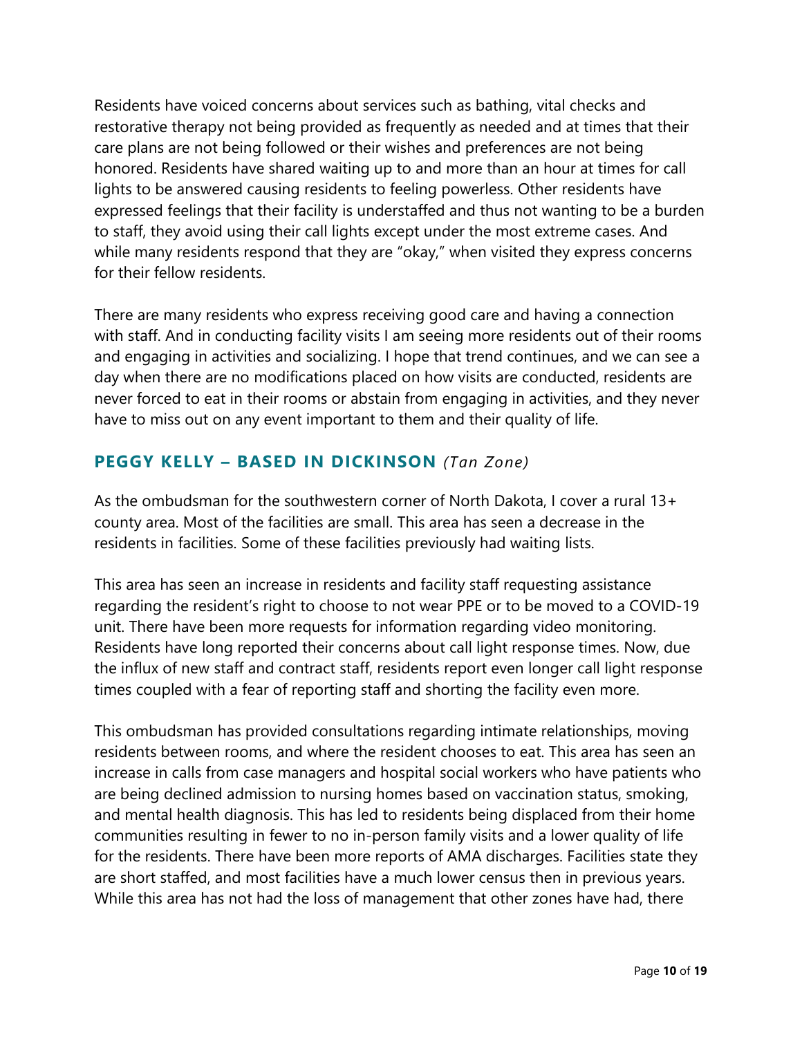Residents have voiced concerns about services such as bathing, vital checks and restorative therapy not being provided as frequently as needed and at times that their care plans are not being followed or their wishes and preferences are not being honored. Residents have shared waiting up to and more than an hour at times for call lights to be answered causing residents to feeling powerless. Other residents have expressed feelings that their facility is understaffed and thus not wanting to be a burden to staff, they avoid using their call lights except under the most extreme cases. And while many residents respond that they are "okay," when visited they express concerns for their fellow residents.

There are many residents who express receiving good care and having a connection with staff. And in conducting facility visits I am seeing more residents out of their rooms and engaging in activities and socializing. I hope that trend continues, and we can see a day when there are no modifications placed on how visits are conducted, residents are never forced to eat in their rooms or abstain from engaging in activities, and they never have to miss out on any event important to them and their quality of life.

### PEGGY KELLY – BASED IN DICKINSON *(Tan Zone)*

As the ombudsman for the southwestern corner of North Dakota, I cover a rural 13+ county area. Most of the facilities are small. This area has seen a decrease in the residents in facilities. Some of these facilities previously had waiting lists.

This area has seen an increase in residents and facility staff requesting assistance regarding the resident's right to choose to not wear PPE or to be moved to a COVID-19 unit. There have been more requests for information regarding video monitoring. Residents have long reported their concerns about call light response times. Now, due the influx of new staff and contract staff, residents report even longer call light response times coupled with a fear of reporting staff and shorting the facility even more.

This ombudsman has provided consultations regarding intimate relationships, moving residents between rooms, and where the resident chooses to eat. This area has seen an increase in calls from case managers and hospital social workers who have patients who are being declined admission to nursing homes based on vaccination status, smoking, and mental health diagnosis. This has led to residents being displaced from their home communities resulting in fewer to no in-person family visits and a lower quality of life for the residents. There have been more reports of AMA discharges. Facilities state they are short staffed, and most facilities have a much lower census then in previous years. While this area has not had the loss of management that other zones have had, there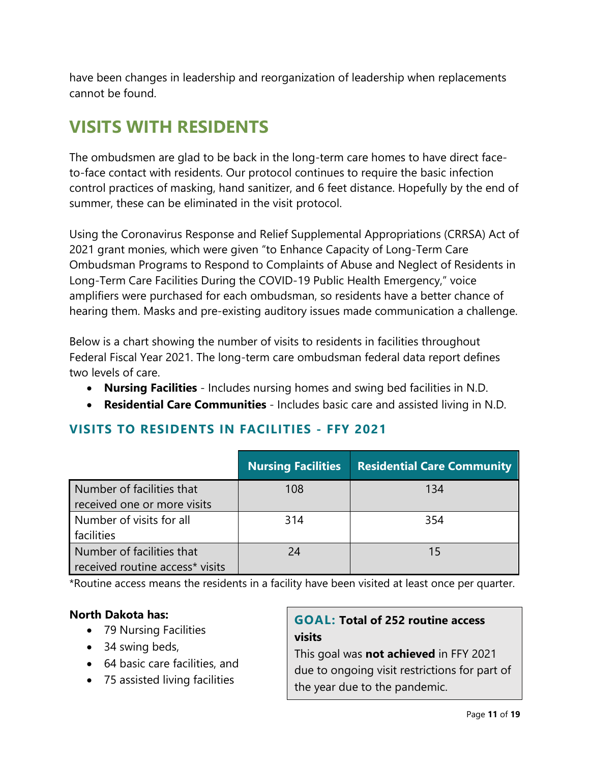have been changes in leadership and reorganization of leadership when replacements cannot be found.

# VISITS WITH RESIDENTS

The ombudsmen are glad to be back in the long-term care homes to have direct face-to-face contact with residents. Our protocol continues to require the basic infection control practices of masking, hand sanitizer, and 6 feet distance. Hopefully by the end of summer, these can be eliminated in the visit protocol.

Using the Coronavirus Response and Relief Supplemental Appropriations (CRRSA) Act of 2021 grant monies, which were given "to Enhance Capacity of Long-Term Care Ombudsman Programs to Respond to Complaints of Abuse and Neglect of Residents in Long-Term Care Facilities During the COVID-19 Public Health Emergency," voice amplifiers were purchased for each ombudsman, so residents have a better chance of hearing them. Masks and pre-existing auditory issues made communication a challenge.

Below is a chart showing the number of visits to residents in facilities throughout Federal Fiscal Year 2021. The long-term care ombudsman federal data report defines two levels of care.

- **Nursing Facilities** - Includes nursing homes and swing bed facilities in N.D.
- **Residential Care Communities** - Includes basic care and assisted living in N.D.

## VISITS TO RESIDENTS IN FACILITIES - FFY 2021

| | Nursing Facilities | Residential Care Community |
|---|---|---|
| Number of facilities that received one or more visits | 108 | 134 |
| Number of visits for all facilities | 314 | 354 |
| Number of facilities that received routine access* visits | 24 | 15 |

*Routine access means the residents in a facility have been visited at least once per quarter.

**North Dakota has:**

- 79 Nursing Facilities
- 34 swing beds,
- 64 basic care facilities, and
- 75 assisted living facilities

**GOAL: Total of 252 routine access visits**

This goal was **not achieved** in FFY 2021 due to ongoing visit restrictions for part of the year due to the pandemic.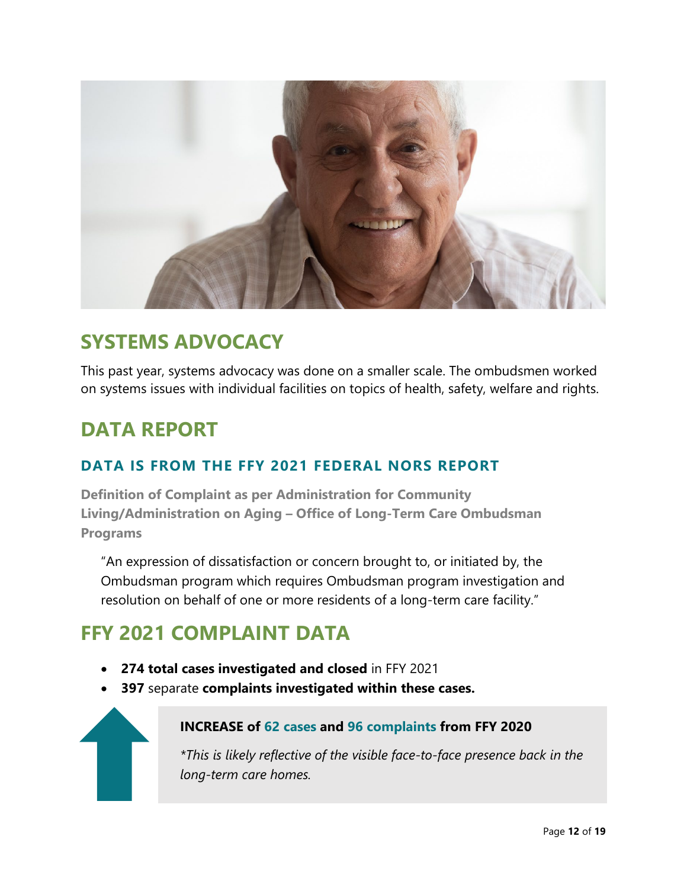## SYSTEMS ADVOCACY

This past year, systems advocacy was done on a smaller scale. The ombudsmen worked on systems issues with individual facilities on topics of health, safety, welfare and rights.

## DATA REPORT

### DATA IS FROM THE FFY 2021 FEDERAL NORS REPORT

**Definition of Complaint as per Administration for Community Living/Administration on Aging – Office of Long-Term Care Ombudsman Programs**

> "An expression of dissatisfaction or concern brought to, or initiated by, the Ombudsman program which requires Ombudsman program investigation and resolution on behalf of one or more residents of a long-term care facility."

## FFY 2021 COMPLAINT DATA

- **274 total cases investigated and closed** in FFY 2021
- **397** separate **complaints investigated within these cases.**

**INCREASE of 62 cases and 96 complaints from FFY 2020**

*\*This is likely reflective of the visible face-to-face presence back in the long-term care homes.*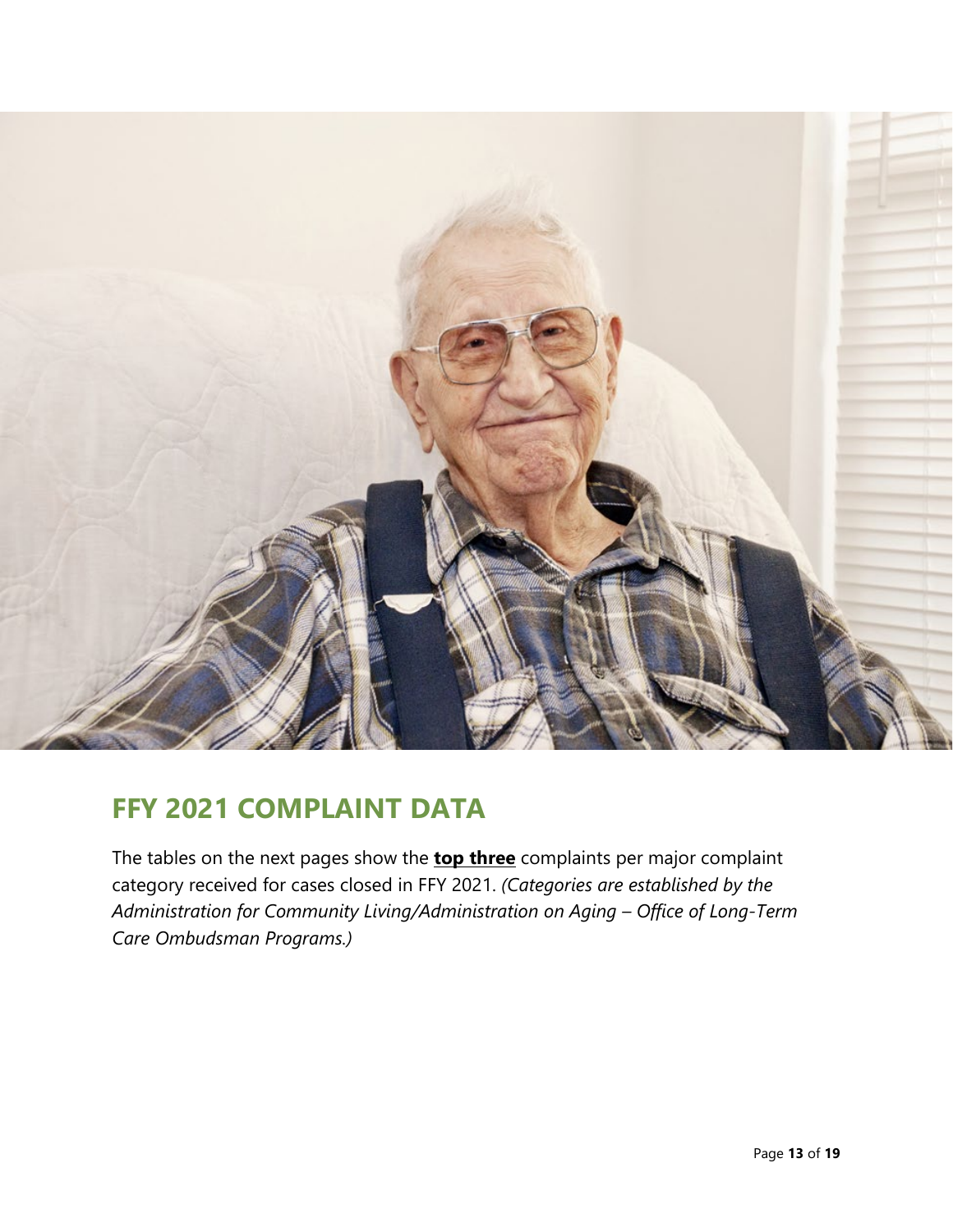## FFY 2021 COMPLAINT DATA

The tables on the next pages show the **top three** complaints per major complaint category received for cases closed in FFY 2021. *(Categories are established by the Administration for Community Living/Administration on Aging – Office of Long-Term Care Ombudsman Programs.)*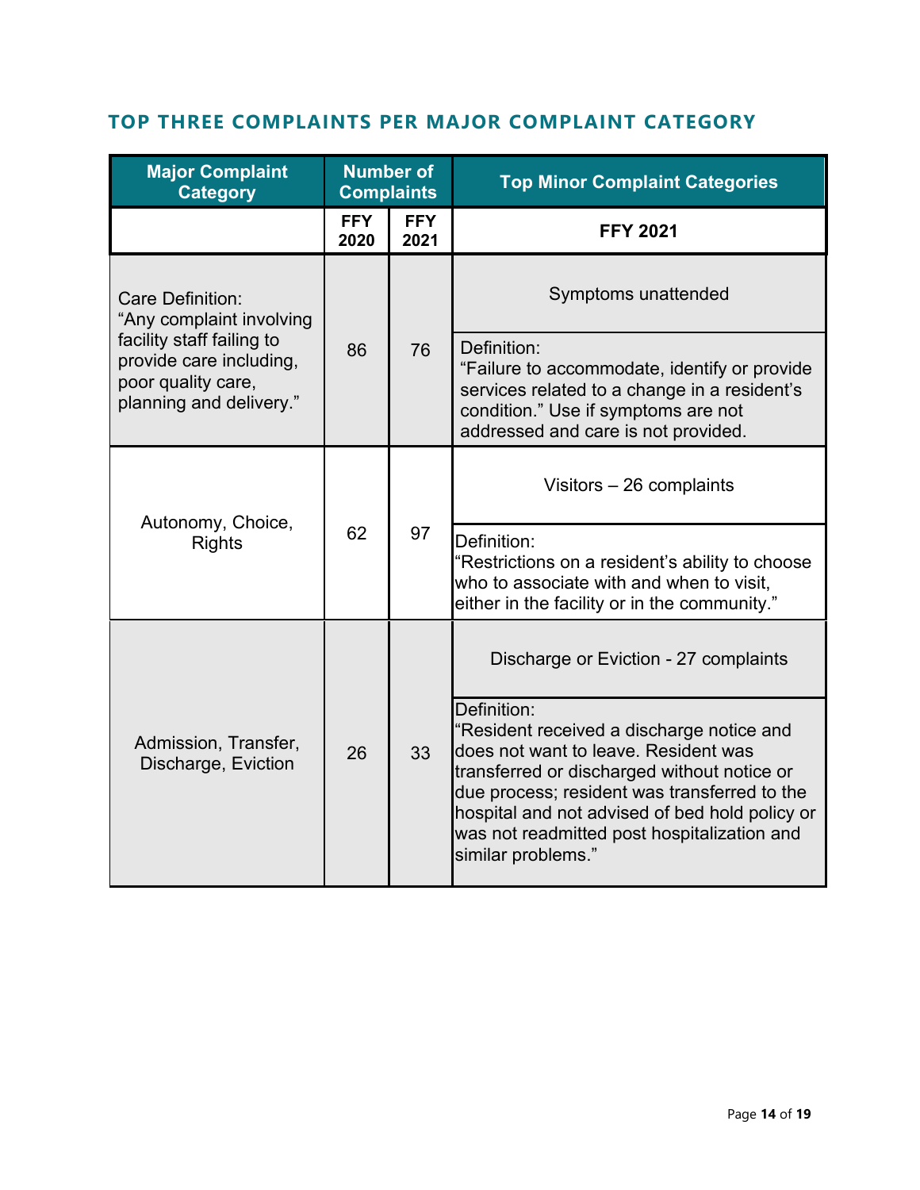## TOP THREE COMPLAINTS PER MAJOR COMPLAINT CATEGORY

| Major Complaint Category | Number of Complaints | | Top Minor Complaint Categories |
|---|---|---|---|
| | FFY 2020 | FFY 2021 | FFY 2021 |
| Care Definition: “Any complaint involving facility staff failing to provide care including, poor quality care, planning and delivery.” | 86 | 76 | Symptoms unattended |
| | | | Definition: “Failure to accommodate, identify or provide services related to a change in a resident’s condition.” Use if symptoms are not addressed and care is not provided. |
| Autonomy, Choice, Rights | 62 | 97 | Visitors – 26 complaints |
| | | | Definition: “Restrictions on a resident’s ability to choose who to associate with and when to visit, either in the facility or in the community.” |
| Admission, Transfer, Discharge, Eviction | 26 | 33 | Discharge or Eviction - 27 complaints |
| | | | Definition: “Resident received a discharge notice and does not want to leave. Resident was transferred or discharged without notice or due process; resident was transferred to the hospital and not advised of bed hold policy or was not readmitted post hospitalization and similar problems.” |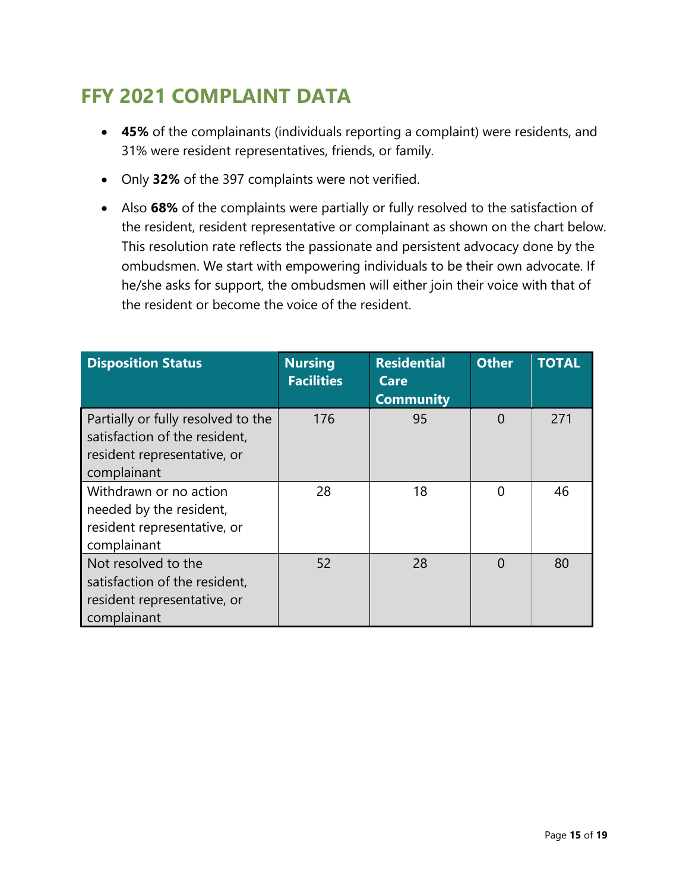## FFY 2021 COMPLAINT DATA

- **45%** of the complainants (individuals reporting a complaint) were residents, and 31% were resident representatives, friends, or family.
- Only **32%** of the 397 complaints were not verified.
- Also **68%** of the complaints were partially or fully resolved to the satisfaction of the resident, resident representative or complainant as shown on the chart below. This resolution rate reflects the passionate and persistent advocacy done by the ombudsmen. We start with empowering individuals to be their own advocate. If he/she asks for support, the ombudsmen will either join their voice with that of the resident or become the voice of the resident.

| Disposition Status | Nursing Facilities | Residential Care Community | Other | TOTAL |
|---|---|---|---|---|
| Partially or fully resolved to the satisfaction of the resident, resident representative, or complainant | 176 | 95 | 0 | 271 |
| Withdrawn or no action needed by the resident, resident representative, or complainant | 28 | 18 | 0 | 46 |
| Not resolved to the satisfaction of the resident, resident representative, or complainant | 52 | 28 | 0 | 80 |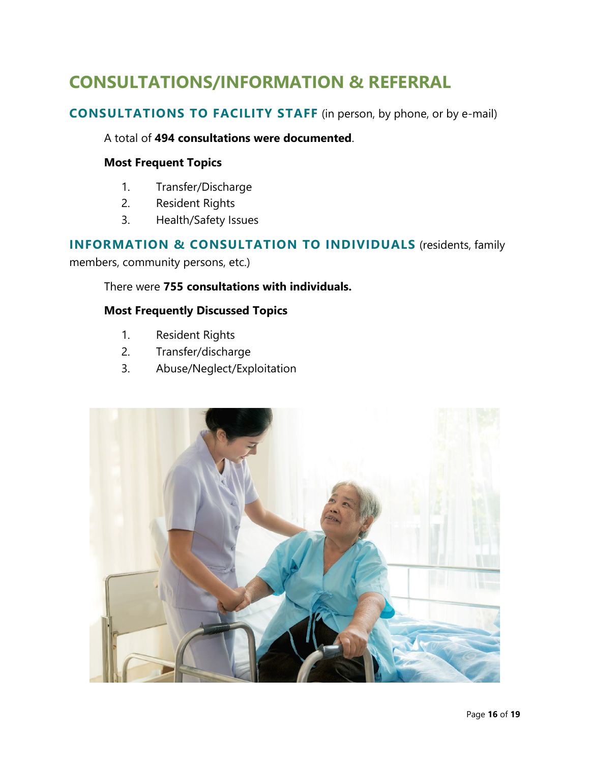# CONSULTATIONS/INFORMATION & REFERRAL

## CONSULTATIONS TO FACILITY STAFF (in person, by phone, or by e-mail)

A total of **494 consultations were documented**.

**Most Frequent Topics**

1. Transfer/Discharge
2. Resident Rights
3. Health/Safety Issues

## INFORMATION & CONSULTATION TO INDIVIDUALS (residents, family members, community persons, etc.)

There were **755 consultations with individuals.**

**Most Frequently Discussed Topics**

1. Resident Rights
2. Transfer/discharge
3. Abuse/Neglect/Exploitation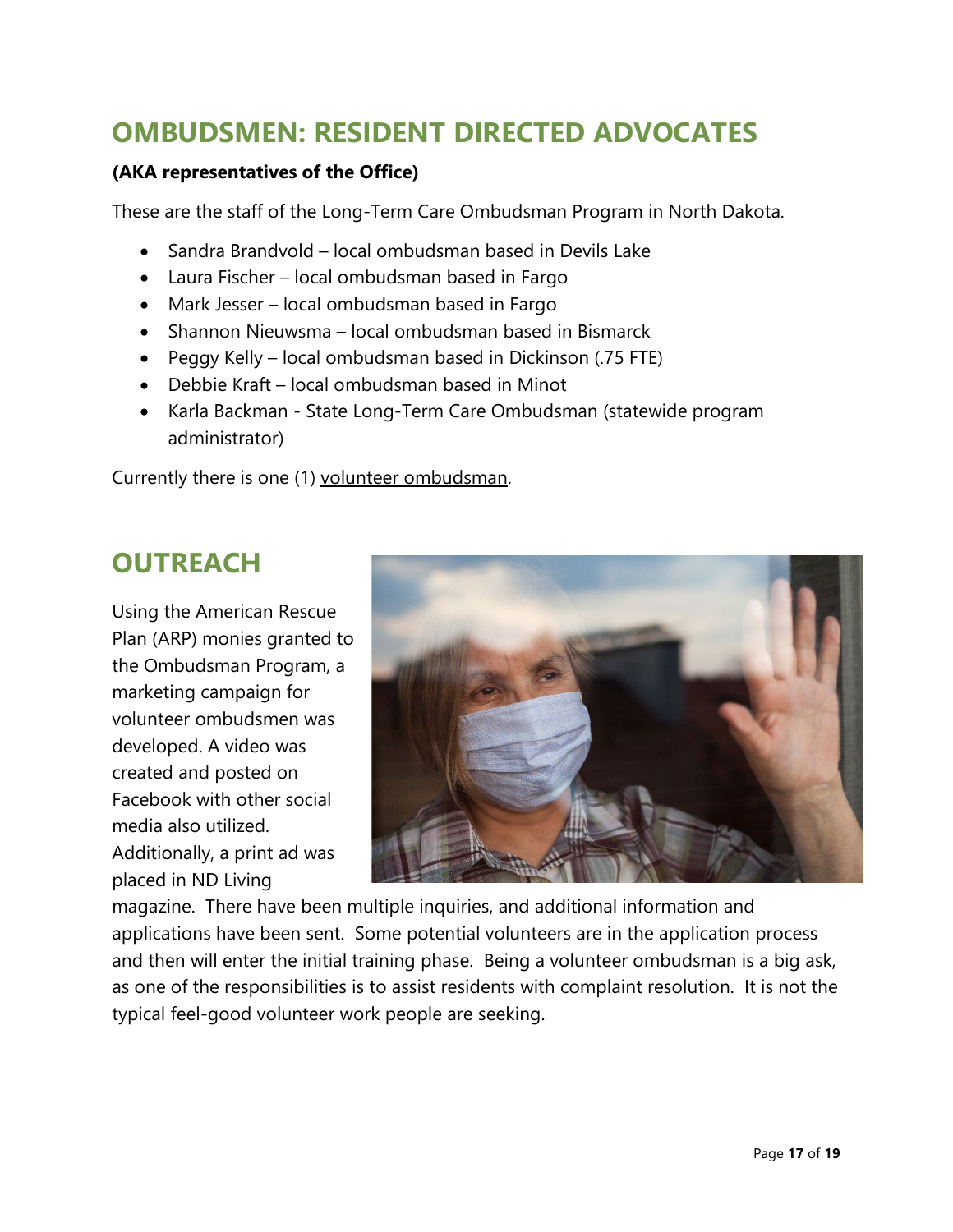## OMBUDSMEN: RESIDENT DIRECTED ADVOCATES

**(AKA representatives of the Office)**

These are the staff of the Long-Term Care Ombudsman Program in North Dakota.

- Sandra Brandvold – local ombudsman based in Devils Lake
- Laura Fischer – local ombudsman based in Fargo
- Mark Jesser – local ombudsman based in Fargo
- Shannon Nieuwsma – local ombudsman based in Bismarck
- Peggy Kelly – local ombudsman based in Dickinson (.75 FTE)
- Debbie Kraft – local ombudsman based in Minot
- Karla Backman - State Long-Term Care Ombudsman (statewide program administrator)

Currently there is one (1) volunteer ombudsman.

## OUTREACH

Using the American Rescue Plan (ARP) monies granted to the Ombudsman Program, a marketing campaign for volunteer ombudsmen was developed. A video was created and posted on Facebook with other social media also utilized. Additionally, a print ad was placed in ND Living magazine. There have been multiple inquiries, and additional information and applications have been sent. Some potential volunteers are in the application process and then will enter the initial training phase. Being a volunteer ombudsman is a big ask, as one of the responsibilities is to assist residents with complaint resolution. It is not the typical feel-good volunteer work people are seeking.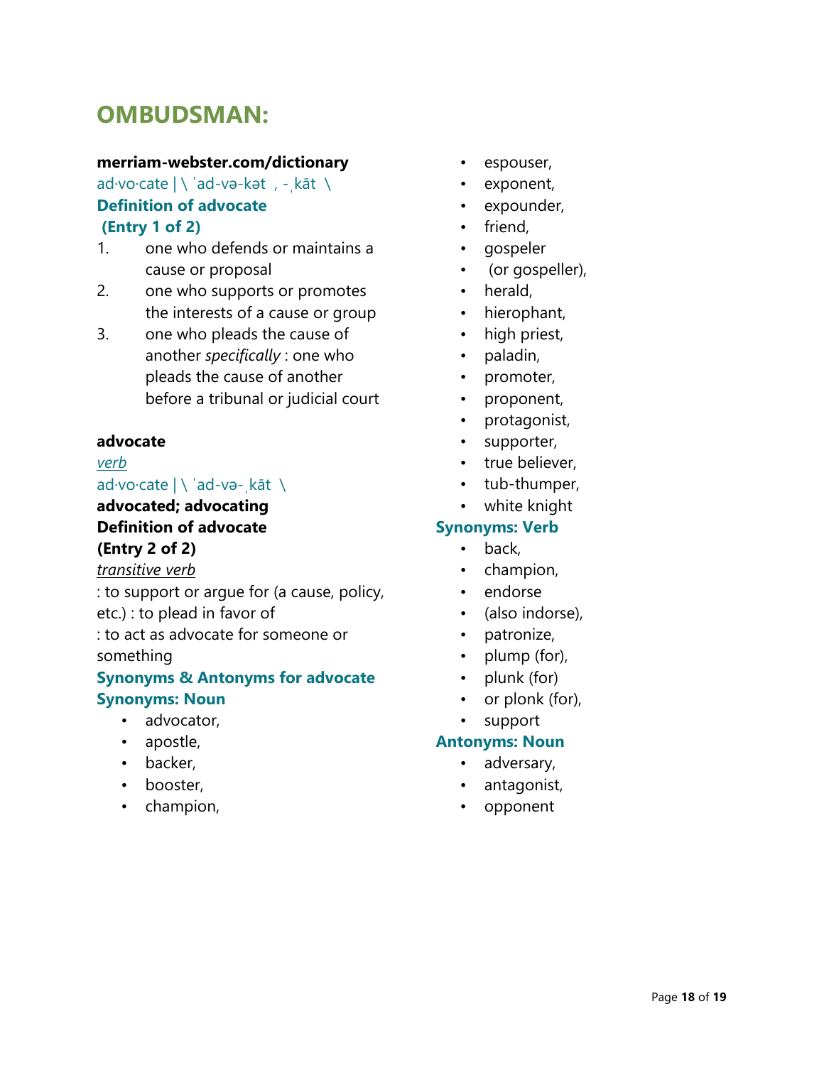# OMBUDSMAN:

**merriam-webster.com/dictionary**

ad·vo·cate | \ ˈad-və-kət , -ˌkāt \

**Definition of advocate**

**(Entry 1 of 2)**

1. one who defends or maintains a cause or proposal
2. one who supports or promotes the interests of a cause or group
3. one who pleads the cause of another *specifically* : one who pleads the cause of another before a tribunal or judicial court

**advocate**

*verb*

ad·vo·cate | \ ˈad-və-ˌkāt \

**advocated; advocating**

**Definition of advocate**

**(Entry 2 of 2)**

*transitive verb*

: to support or argue for (a cause, policy, etc.) : to plead in favor of

: to act as advocate for someone or something

**Synonyms & Antonyms for advocate**

**Synonyms: Noun**

- advocator,
- apostle,
- backer,
- booster,
- champion,
- espouser,
- exponent,
- expounder,
- friend,
- gospeler
- (or gospeller),
- herald,
- hierophant,
- high priest,
- paladin,
- promoter,
- proponent,
- protagonist,
- supporter,
- true believer,
- tub-thumper,
- white knight

**Synonyms: Verb**

- back,
- champion,
- endorse
- (also indorse),
- patronize,
- plump (for),
- plunk (for)
- or plonk (for),
- support

**Antonyms: Noun**

- adversary,
- antagonist,
- opponent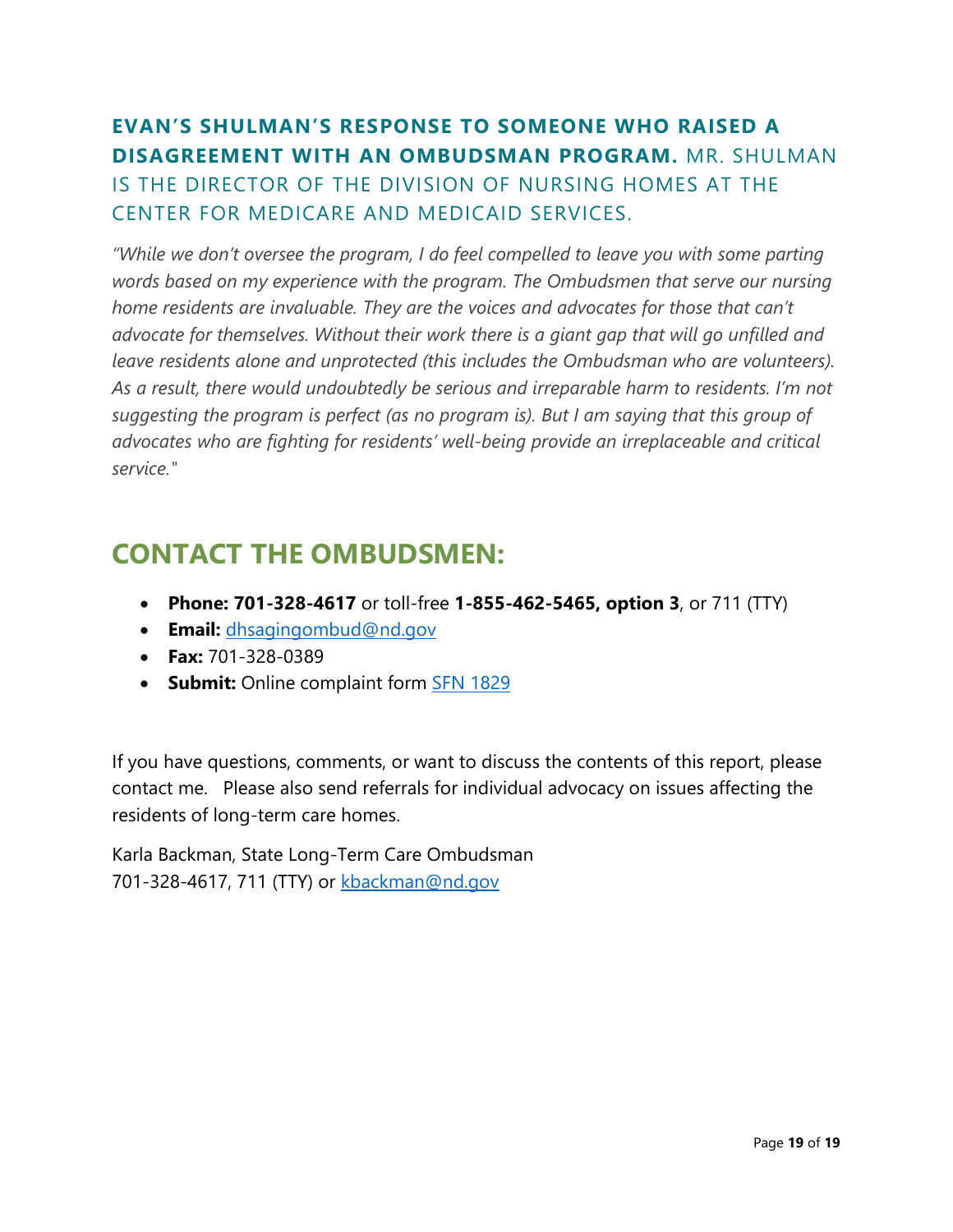### **EVAN'S SHULMAN'S RESPONSE TO SOMEONE WHO RAISED A DISAGREEMENT WITH AN OMBUDSMAN PROGRAM.** MR. SHULMAN IS THE DIRECTOR OF THE DIVISION OF NURSING HOMES AT THE CENTER FOR MEDICARE AND MEDICAID SERVICES.

*"While we don't oversee the program, I do feel compelled to leave you with some parting words based on my experience with the program. The Ombudsmen that serve our nursing home residents are invaluable. They are the voices and advocates for those that can't advocate for themselves. Without their work there is a giant gap that will go unfilled and leave residents alone and unprotected (this includes the Ombudsman who are volunteers). As a result, there would undoubtedly be serious and irreparable harm to residents. I'm not suggesting the program is perfect (as no program is). But I am saying that this group of advocates who are fighting for residents' well-being provide an irreplaceable and critical service."*

## CONTACT THE OMBUDSMEN:

- **Phone: 701-328-4617** or toll-free **1-855-462-5465, option 3**, or 711 (TTY)
- **Email:** dhsagingombud@nd.gov
- **Fax:** 701-328-0389
- **Submit:** Online complaint form SFN 1829

If you have questions, comments, or want to discuss the contents of this report, please contact me. Please also send referrals for individual advocacy on issues affecting the residents of long-term care homes.

Karla Backman, State Long-Term Care Ombudsman
701-328-4617, 711 (TTY) or kbackman@nd.gov